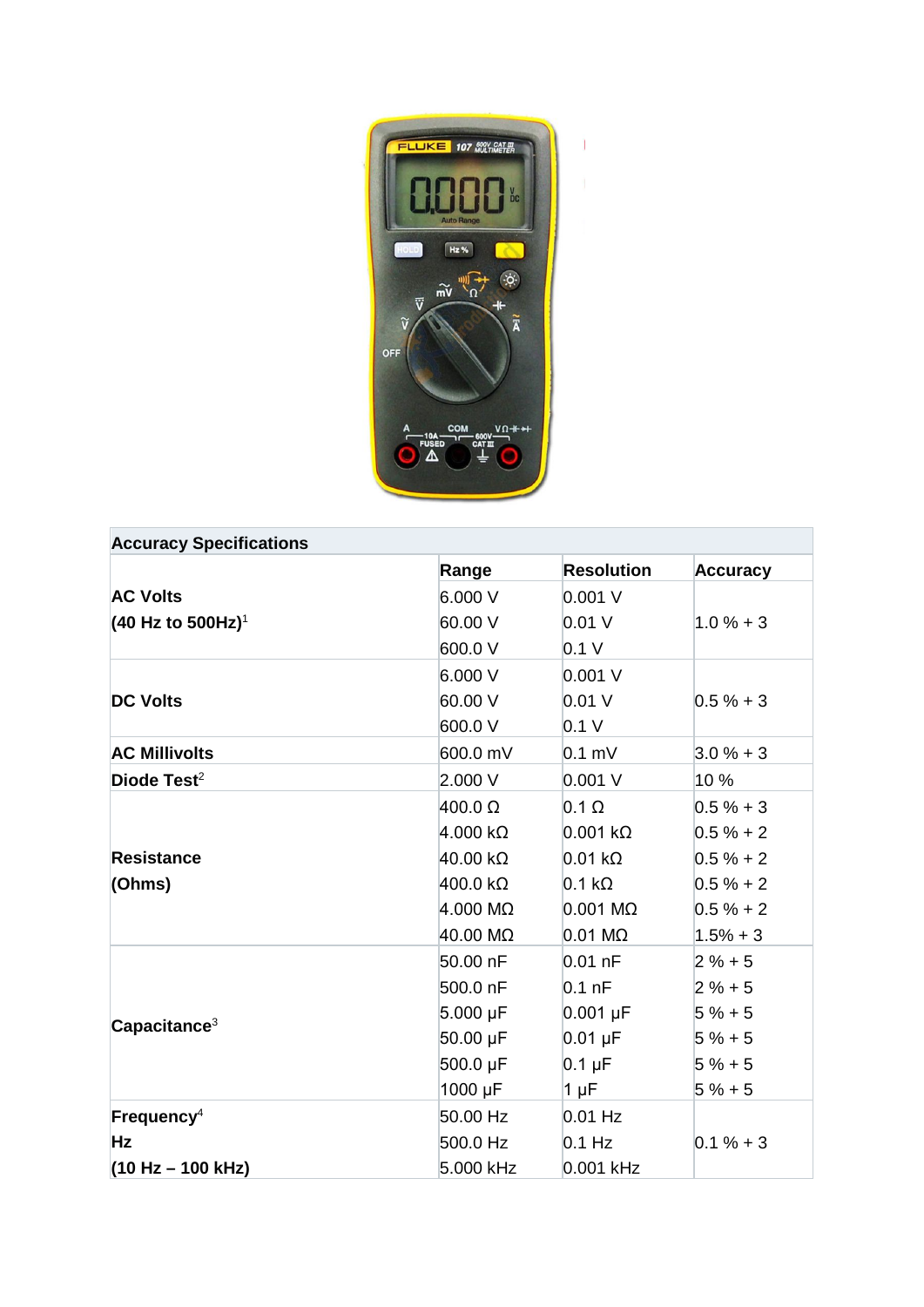| Accuracy Specifications | | | |
|---|---|---|---|
| | **Range** | **Resolution** | **Accuracy** |
| **AC Volts (40 Hz to 500Hz)**[1] | 6.000 V | 0.001 V | 1.0 % + 3 |
| | 60.00 V | 0.01 V | |
| | 600.0 V | 0.1 V | |
| **DC Volts** | 6.000 V | 0.001 V | 0.5 % + 3 |
| | 60.00 V | 0.01 V | |
| | 600.0 V | 0.1 V | |
| **AC Millivolts** | 600.0 mV | 0.1 mV | 3.0 % + 3 |
| **Diode Test**[2] | 2.000 V | 0.001 V | 10 % |
| **Resistance (Ohms)** | 400.0 Ω | 0.1 Ω | 0.5 % + 3 |
| | 4.000 kΩ | 0.001 kΩ | 0.5 % + 2 |
| | 40.00 kΩ | 0.01 kΩ | 0.5 % + 2 |
| | 400.0 kΩ | 0.1 kΩ | 0.5 % + 2 |
| | 4.000 MΩ | 0.001 MΩ | 0.5 % + 2 |
| | 40.00 MΩ | 0.01 MΩ | 1.5% + 3 |
| **Capacitance**[3] | 50.00 nF | 0.01 nF | 2 % + 5 |
| | 500.0 nF | 0.1 nF | 2 % + 5 |
| | 5.000 μF | 0.001 μF | 5 % + 5 |
| | 50.00 μF | 0.01 μF | 5 % + 5 |
| | 500.0 μF | 0.1 μF | 5 % + 5 |
| | 1000 μF | 1 μF | 5 % + 5 |
| **Frequency**[4] **Hz (10 Hz – 100 kHz)** | 50.00 Hz | 0.01 Hz | 0.1 % + 3 |
| | 500.0 Hz | 0.1 Hz | |
| | 5.000 kHz | 0.001 kHz | |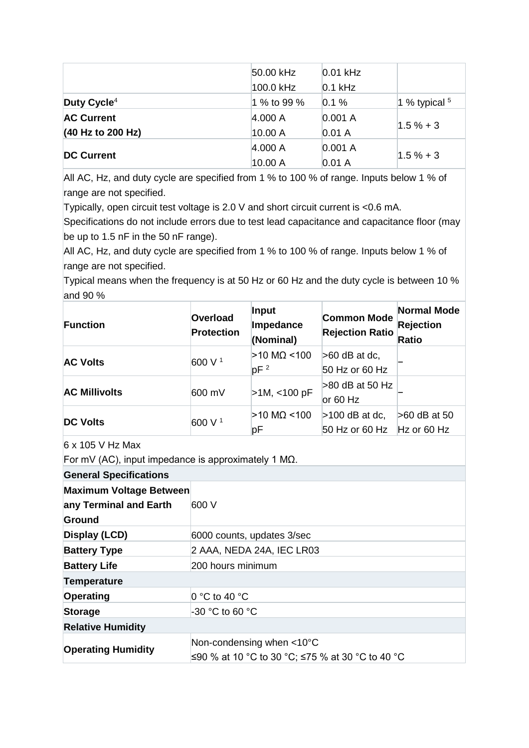| | | | |
|---|---|---|---|
| | 50.00 kHz<br>100.0 kHz | 0.01 kHz<br>0.1 kHz | |
| **Duty Cycle**[4] | 1 % to 99 % | 0.1 % | 1 % typical [5] |
| **AC Current**<br>**(40 Hz to 200 Hz)** | 4.000 A<br>10.00 A | 0.001 A<br>0.01 A | 1.5 % + 3 |
| **DC Current** | 4.000 A<br>10.00 A | 0.001 A<br>0.01 A | 1.5 % + 3 |

All AC, Hz, and duty cycle are specified from 1 % to 100 % of range. Inputs below 1 % of range are not specified.
Typically, open circuit test voltage is 2.0 V and short circuit current is <0.6 mA.
Specifications do not include errors due to test lead capacitance and capacitance floor (may be up to 1.5 nF in the 50 nF range).
All AC, Hz, and duty cycle are specified from 1 % to 100 % of range. Inputs below 1 % of range are not specified.
Typical means when the frequency is at 50 Hz or 60 Hz and the duty cycle is between 10 % and 90 %

| Function | Overload Protection | Input Impedance (Nominal) | Common Mode Rejection Ratio | Normal Mode Rejection Ratio |
|---|---|---|---|---|
| **AC Volts** | 600 V [1] | >10 MΩ <100 pF [2] | >60 dB at dc, 50 Hz or 60 Hz | – |
| **AC Millivolts** | 600 mV | >1M, <100 pF | >80 dB at 50 Hz or 60 Hz | – |
| **DC Volts** | 600 V [1] | >10 MΩ <100 pF | >100 dB at dc, 50 Hz or 60 Hz | >60 dB at 50 Hz or 60 Hz |

6 x 105 V Hz Max
For mV (AC), input impedance is approximately 1 MΩ.

| **General Specifications** | |
|---|---|
| **Maximum Voltage Between any Terminal and Earth Ground** | 600 V |
| **Display (LCD)** | 6000 counts, updates 3/sec |
| **Battery Type** | 2 AAA, NEDA 24A, IEC LR03 |
| **Battery Life** | 200 hours minimum |
| **Temperature** | |
| **Operating** | 0 °C to 40 °C |
| **Storage** | -30 °C to 60 °C |
| **Relative Humidity** | |
| **Operating Humidity** | Non-condensing when <10°C<br>≤90 % at 10 °C to 30 °C; ≤75 % at 30 °C to 40 °C |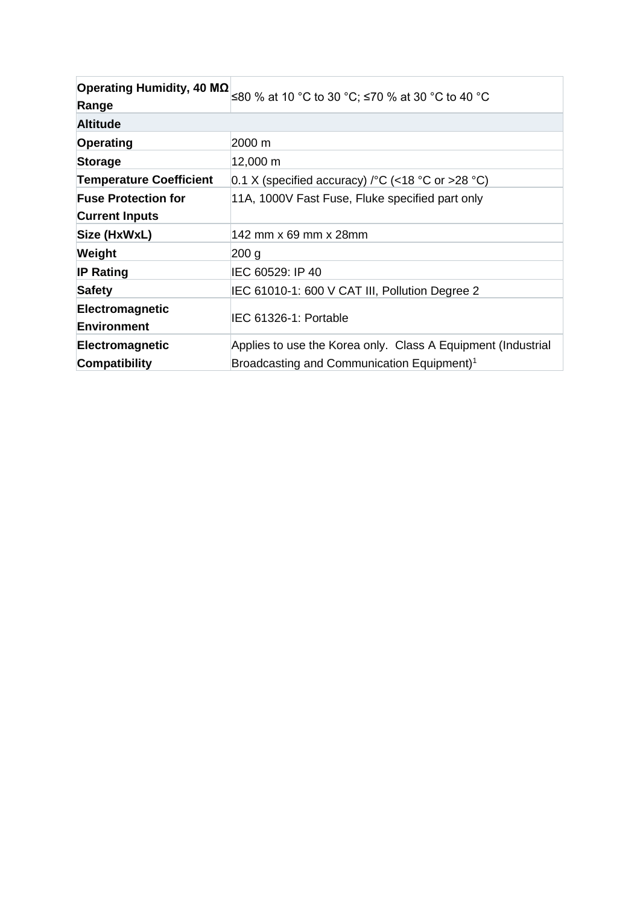| | |
|---|---|
| **Operating Humidity, 40 MΩ Range** | ≤80 % at 10 °C to 30 °C; ≤70 % at 30 °C to 40 °C |
| **Altitude** | |
| **Operating** | 2000 m |
| **Storage** | 12,000 m |
| **Temperature Coefficient** | 0.1 X (specified accuracy) /°C (<18 °C or >28 °C) |
| **Fuse Protection for Current Inputs** | 11A, 1000V Fast Fuse, Fluke specified part only |
| **Size (HxWxL)** | 142 mm x 69 mm x 28mm |
| **Weight** | 200 g |
| **IP Rating** | IEC 60529: IP 40 |
| **Safety** | IEC 61010-1: 600 V CAT III, Pollution Degree 2 |
| **Electromagnetic Environment** | IEC 61326-1: Portable |
| **Electromagnetic Compatibility** | Applies to use the Korea only. Class A Equipment (Industrial Broadcasting and Communication Equipment)[1] |